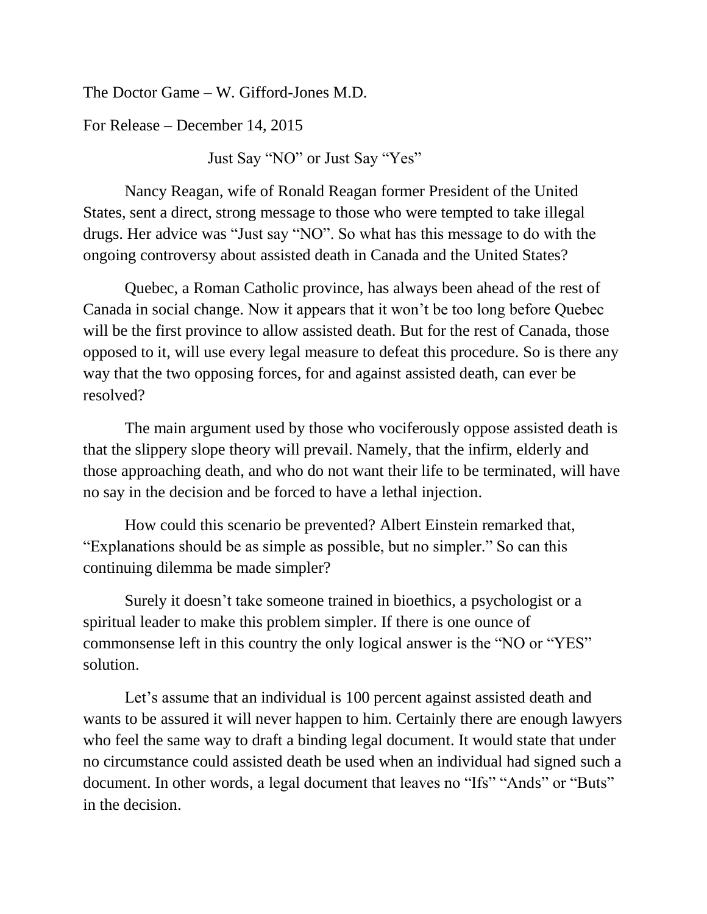The Doctor Game – W. Gifford-Jones M.D.

For Release – December 14, 2015

## Just Say "NO" or Just Say "Yes"

Nancy Reagan, wife of Ronald Reagan former President of the United States, sent a direct, strong message to those who were tempted to take illegal drugs. Her advice was "Just say "NO". So what has this message to do with the ongoing controversy about assisted death in Canada and the United States?

Quebec, a Roman Catholic province, has always been ahead of the rest of Canada in social change. Now it appears that it won't be too long before Quebec will be the first province to allow assisted death. But for the rest of Canada, those opposed to it, will use every legal measure to defeat this procedure. So is there any way that the two opposing forces, for and against assisted death, can ever be resolved?

The main argument used by those who vociferously oppose assisted death is that the slippery slope theory will prevail. Namely, that the infirm, elderly and those approaching death, and who do not want their life to be terminated, will have no say in the decision and be forced to have a lethal injection.

How could this scenario be prevented? Albert Einstein remarked that, "Explanations should be as simple as possible, but no simpler." So can this continuing dilemma be made simpler?

Surely it doesn't take someone trained in bioethics, a psychologist or a spiritual leader to make this problem simpler. If there is one ounce of commonsense left in this country the only logical answer is the "NO or "YES" solution.

Let's assume that an individual is 100 percent against assisted death and wants to be assured it will never happen to him. Certainly there are enough lawyers who feel the same way to draft a binding legal document. It would state that under no circumstance could assisted death be used when an individual had signed such a document. In other words, a legal document that leaves no "Ifs" "Ands" or "Buts" in the decision.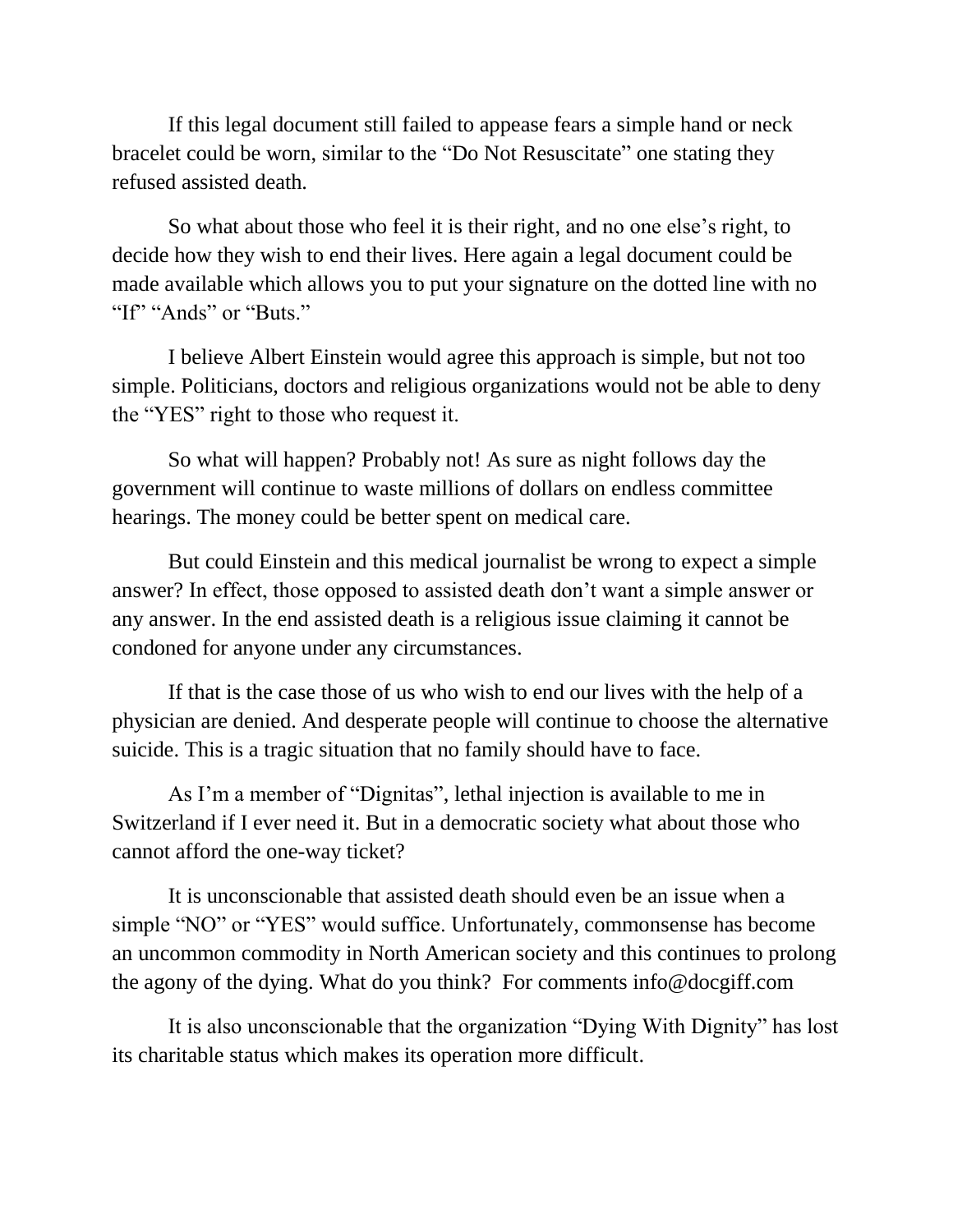If this legal document still failed to appease fears a simple hand or neck bracelet could be worn, similar to the "Do Not Resuscitate" one stating they refused assisted death.

So what about those who feel it is their right, and no one else's right, to decide how they wish to end their lives. Here again a legal document could be made available which allows you to put your signature on the dotted line with no "If" "Ands" or "Buts."

I believe Albert Einstein would agree this approach is simple, but not too simple. Politicians, doctors and religious organizations would not be able to deny the "YES" right to those who request it.

So what will happen? Probably not! As sure as night follows day the government will continue to waste millions of dollars on endless committee hearings. The money could be better spent on medical care.

But could Einstein and this medical journalist be wrong to expect a simple answer? In effect, those opposed to assisted death don't want a simple answer or any answer. In the end assisted death is a religious issue claiming it cannot be condoned for anyone under any circumstances.

If that is the case those of us who wish to end our lives with the help of a physician are denied. And desperate people will continue to choose the alternative suicide. This is a tragic situation that no family should have to face.

As I'm a member of "Dignitas", lethal injection is available to me in Switzerland if I ever need it. But in a democratic society what about those who cannot afford the one-way ticket?

It is unconscionable that assisted death should even be an issue when a simple "NO" or "YES" would suffice. Unfortunately, commonsense has become an uncommon commodity in North American society and this continues to prolong the agony of the dying. What do you think? For comments info@docgiff.com

It is also unconscionable that the organization "Dying With Dignity" has lost its charitable status which makes its operation more difficult.